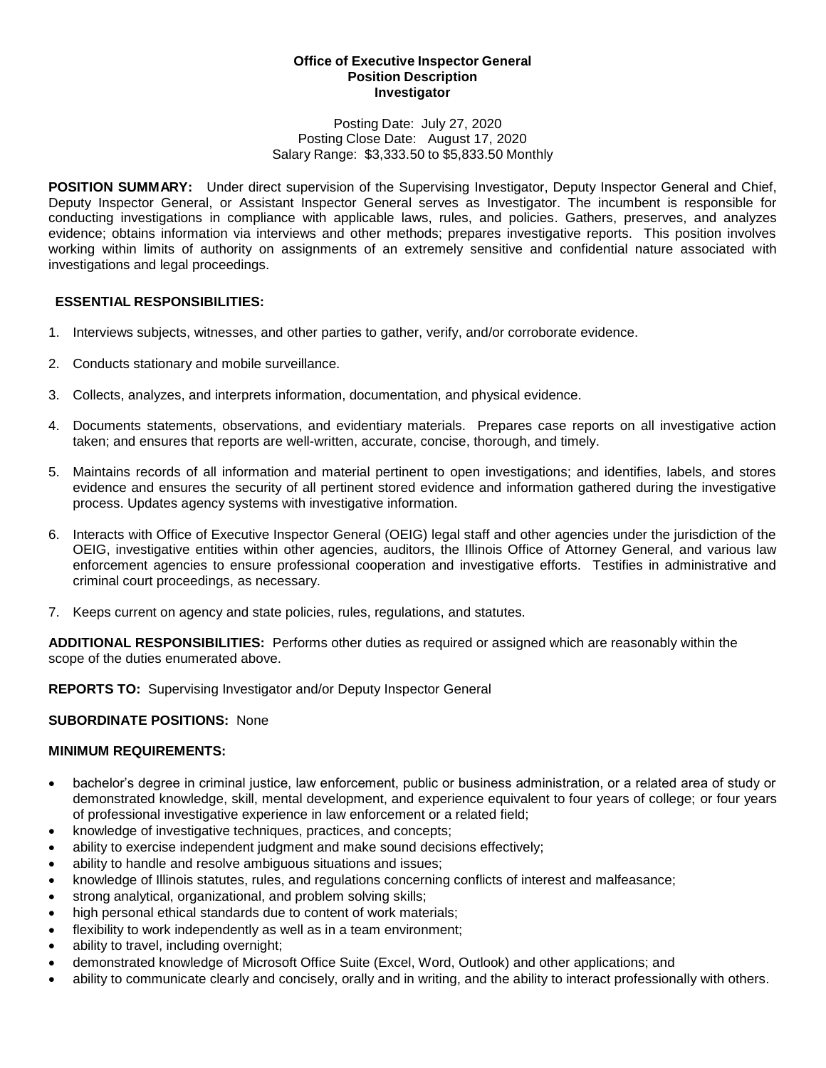# Office of Executive Inspector General
## Position Description
## Investigator

Posting Date: July 27, 2020
Posting Close Date: August 17, 2020
Salary Range: $3,333.50 to $5,833.50 Monthly

**POSITION SUMMARY:** Under direct supervision of the Supervising Investigator, Deputy Inspector General and Chief, Deputy Inspector General, or Assistant Inspector General serves as Investigator. The incumbent is responsible for conducting investigations in compliance with applicable laws, rules, and policies. Gathers, preserves, and analyzes evidence; obtains information via interviews and other methods; prepares investigative reports. This position involves working within limits of authority on assignments of an extremely sensitive and confidential nature associated with investigations and legal proceedings.

**ESSENTIAL RESPONSIBILITIES:**

1. Interviews subjects, witnesses, and other parties to gather, verify, and/or corroborate evidence.
2. Conducts stationary and mobile surveillance.
3. Collects, analyzes, and interprets information, documentation, and physical evidence.
4. Documents statements, observations, and evidentiary materials. Prepares case reports on all investigative action taken; and ensures that reports are well-written, accurate, concise, thorough, and timely.
5. Maintains records of all information and material pertinent to open investigations; and identifies, labels, and stores evidence and ensures the security of all pertinent stored evidence and information gathered during the investigative process. Updates agency systems with investigative information.
6. Interacts with Office of Executive Inspector General (OEIG) legal staff and other agencies under the jurisdiction of the OEIG, investigative entities within other agencies, auditors, the Illinois Office of Attorney General, and various law enforcement agencies to ensure professional cooperation and investigative efforts. Testifies in administrative and criminal court proceedings, as necessary.
7. Keeps current on agency and state policies, rules, regulations, and statutes.

**ADDITIONAL RESPONSIBILITIES:** Performs other duties as required or assigned which are reasonably within the scope of the duties enumerated above.

**REPORTS TO:** Supervising Investigator and/or Deputy Inspector General

**SUBORDINATE POSITIONS:** None

**MINIMUM REQUIREMENTS:**

- bachelor's degree in criminal justice, law enforcement, public or business administration, or a related area of study or demonstrated knowledge, skill, mental development, and experience equivalent to four years of college; or four years of professional investigative experience in law enforcement or a related field;
- knowledge of investigative techniques, practices, and concepts;
- ability to exercise independent judgment and make sound decisions effectively;
- ability to handle and resolve ambiguous situations and issues;
- knowledge of Illinois statutes, rules, and regulations concerning conflicts of interest and malfeasance;
- strong analytical, organizational, and problem solving skills;
- high personal ethical standards due to content of work materials;
- flexibility to work independently as well as in a team environment;
- ability to travel, including overnight;
- demonstrated knowledge of Microsoft Office Suite (Excel, Word, Outlook) and other applications; and
- ability to communicate clearly and concisely, orally and in writing, and the ability to interact professionally with others.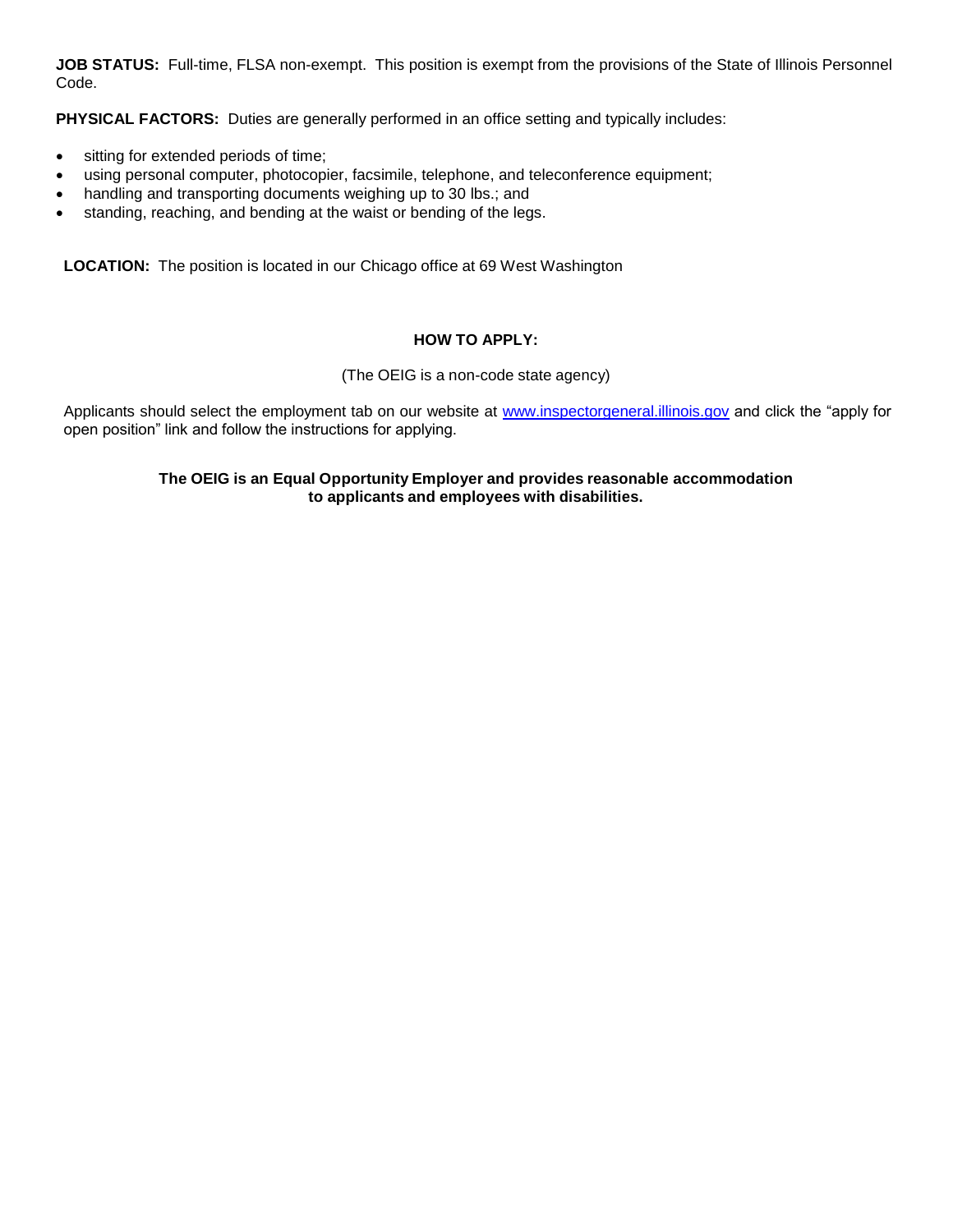**JOB STATUS:** Full-time, FLSA non-exempt. This position is exempt from the provisions of the State of Illinois Personnel Code.

**PHYSICAL FACTORS:** Duties are generally performed in an office setting and typically includes:

- sitting for extended periods of time;
- using personal computer, photocopier, facsimile, telephone, and teleconference equipment;
- handling and transporting documents weighing up to 30 lbs.; and
- standing, reaching, and bending at the waist or bending of the legs.

**LOCATION:** The position is located in our Chicago office at 69 West Washington

**HOW TO APPLY:**

(The OEIG is a non-code state agency)

Applicants should select the employment tab on our website at [www.inspectorgeneral.illinois.gov](http://www.inspectorgeneral.illinois.gov) and click the "apply for open position" link and follow the instructions for applying.

**The OEIG is an Equal Opportunity Employer and provides reasonable accommodation to applicants and employees with disabilities.**